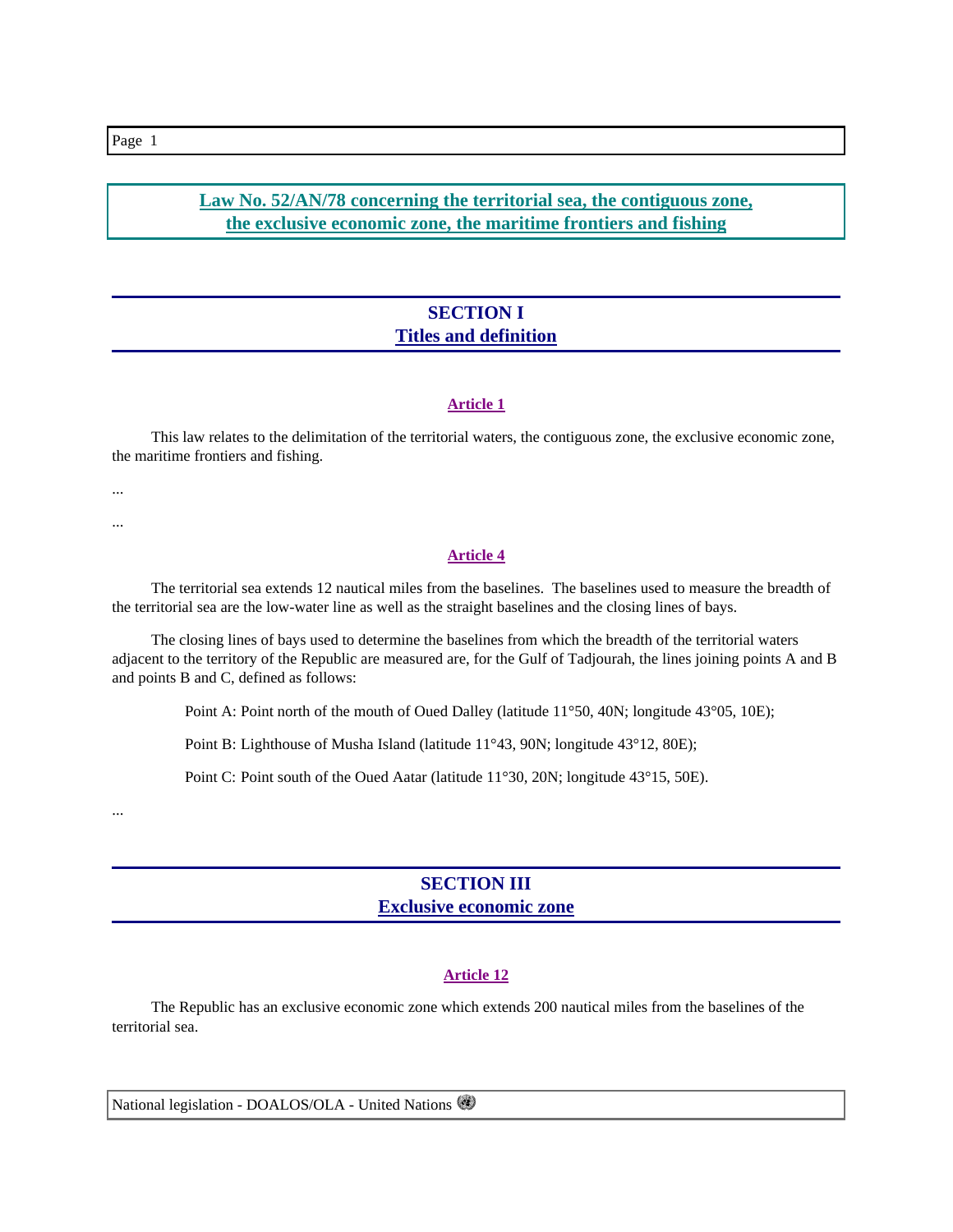# Law No. 52/AN/78 concerning the territorial sea, the contiguous zone, the exclusive economic zone, the maritime frontiers and fishing

## SECTION I
## Titles and definition

### Article 1

This law relates to the delimitation of the territorial waters, the contiguous zone, the exclusive economic zone, the maritime frontiers and fishing.

...

...

### Article 4

The territorial sea extends 12 nautical miles from the baselines. The baselines used to measure the breadth of the territorial sea are the low-water line as well as the straight baselines and the closing lines of bays.

The closing lines of bays used to determine the baselines from which the breadth of the territorial waters adjacent to the territory of the Republic are measured are, for the Gulf of Tadjourah, the lines joining points A and B and points B and C, defined as follows:

Point A: Point north of the mouth of Oued Dalley (latitude 11°50, 40N; longitude 43°05, 10E);

Point B: Lighthouse of Musha Island (latitude 11°43, 90N; longitude 43°12, 80E);

Point C: Point south of the Oued Aatar (latitude 11°30, 20N; longitude 43°15, 50E).

...

## SECTION III
## Exclusive economic zone

### Article 12

The Republic has an exclusive economic zone which extends 200 nautical miles from the baselines of the territorial sea.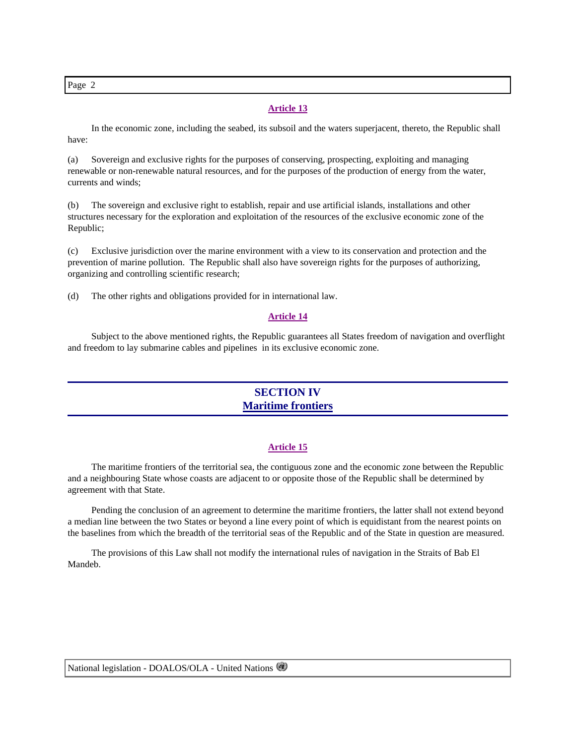#### Article 13

In the economic zone, including the seabed, its subsoil and the waters superjacent, thereto, the Republic shall have:

(a) Sovereign and exclusive rights for the purposes of conserving, prospecting, exploiting and managing renewable or non-renewable natural resources, and for the purposes of the production of energy from the water, currents and winds;

(b) The sovereign and exclusive right to establish, repair and use artificial islands, installations and other structures necessary for the exploration and exploitation of the resources of the exclusive economic zone of the Republic;

(c) Exclusive jurisdiction over the marine environment with a view to its conservation and protection and the prevention of marine pollution. The Republic shall also have sovereign rights for the purposes of authorizing, organizing and controlling scientific research;

(d) The other rights and obligations provided for in international law.

#### Article 14

Subject to the above mentioned rights, the Republic guarantees all States freedom of navigation and overflight and freedom to lay submarine cables and pipelines in its exclusive economic zone.

## SECTION IV
## Maritime frontiers

#### Article 15

The maritime frontiers of the territorial sea, the contiguous zone and the economic zone between the Republic and a neighbouring State whose coasts are adjacent to or opposite those of the Republic shall be determined by agreement with that State.

Pending the conclusion of an agreement to determine the maritime frontiers, the latter shall not extend beyond a median line between the two States or beyond a line every point of which is equidistant from the nearest points on the baselines from which the breadth of the territorial seas of the Republic and of the State in question are measured.

The provisions of this Law shall not modify the international rules of navigation in the Straits of Bab El Mandeb.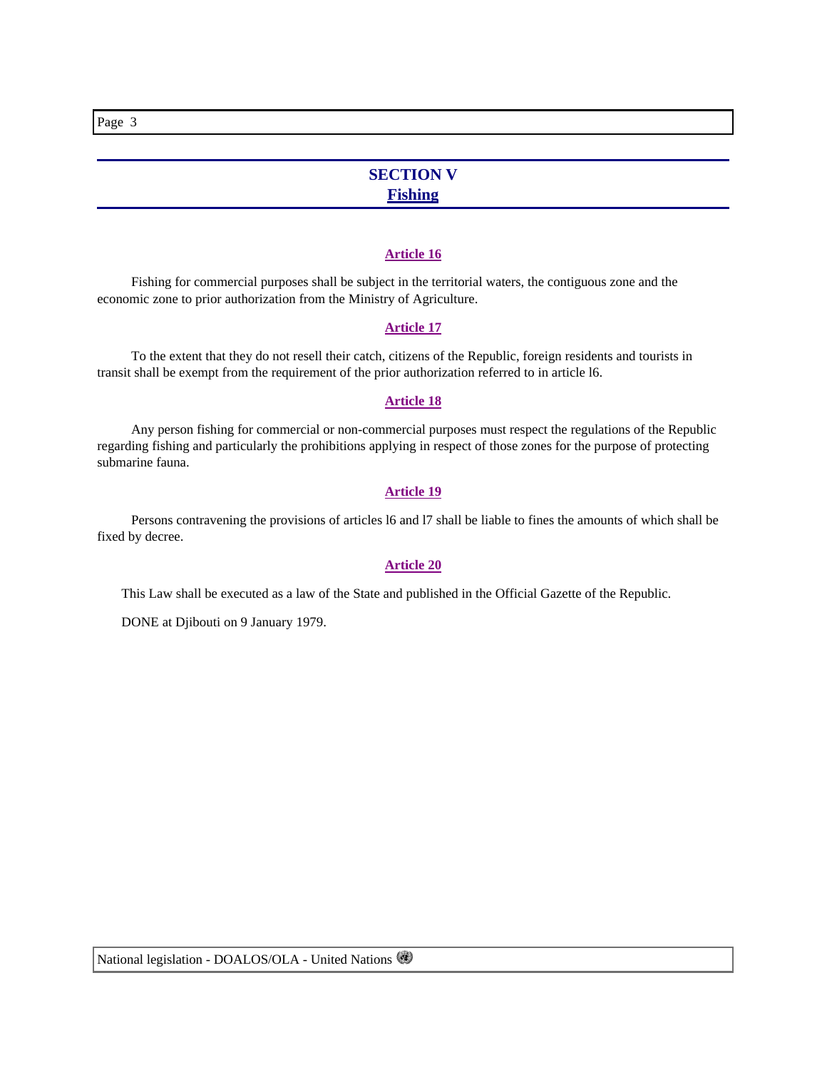## SECTION V
## Fishing

### Article 16

Fishing for commercial purposes shall be subject in the territorial waters, the contiguous zone and the economic zone to prior authorization from the Ministry of Agriculture.

### Article 17

To the extent that they do not resell their catch, citizens of the Republic, foreign residents and tourists in transit shall be exempt from the requirement of the prior authorization referred to in article l6.

### Article 18

Any person fishing for commercial or non-commercial purposes must respect the regulations of the Republic regarding fishing and particularly the prohibitions applying in respect of those zones for the purpose of protecting submarine fauna.

### Article 19

Persons contravening the provisions of articles l6 and l7 shall be liable to fines the amounts of which shall be fixed by decree.

### Article 20

This Law shall be executed as a law of the State and published in the Official Gazette of the Republic.

DONE at Djibouti on 9 January 1979.